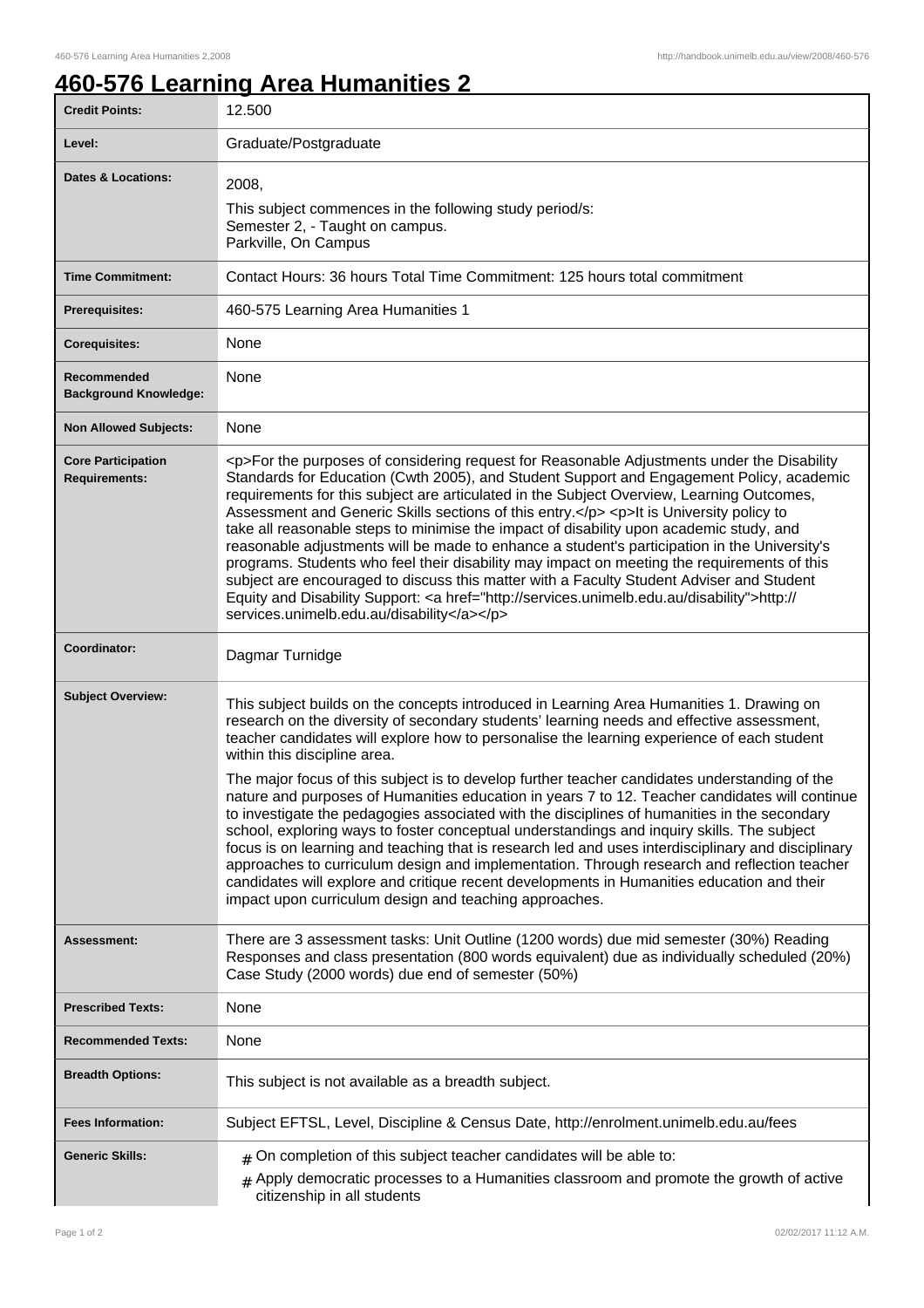# 460-576 Learning Area Humanities 2

| | |
|---|---|
| **Credit Points:** | 12.500 |
| **Level:** | Graduate/Postgraduate |
| **Dates & Locations:** | 2008,<br>This subject commences in the following study period/s:<br>Semester 2, - Taught on campus.<br>Parkville, On Campus |
| **Time Commitment:** | Contact Hours: 36 hours Total Time Commitment: 125 hours total commitment |
| **Prerequisites:** | 460-575 Learning Area Humanities 1 |
| **Corequisites:** | None |
| **Recommended Background Knowledge:** | None |
| **Non Allowed Subjects:** | None |
| **Core Participation Requirements:** | <p>For the purposes of considering request for Reasonable Adjustments under the Disability Standards for Education (Cwth 2005), and Student Support and Engagement Policy, academic requirements for this subject are articulated in the Subject Overview, Learning Outcomes, Assessment and Generic Skills sections of this entry.</p> <p>It is University policy to take all reasonable steps to minimise the impact of disability upon academic study, and reasonable adjustments will be made to enhance a student's participation in the University's programs. Students who feel their disability may impact on meeting the requirements of this subject are encouraged to discuss this matter with a Faculty Student Adviser and Student Equity and Disability Support: <a href="http://services.unimelb.edu.au/disability">http://services.unimelb.edu.au/disability</a></p> |
| **Coordinator:** | Dagmar Turnidge |
| **Subject Overview:** | This subject builds on the concepts introduced in Learning Area Humanities 1. Drawing on research on the diversity of secondary students' learning needs and effective assessment, teacher candidates will explore how to personalise the learning experience of each student within this discipline area.<br>The major focus of this subject is to develop further teacher candidates understanding of the nature and purposes of Humanities education in years 7 to 12. Teacher candidates will continue to investigate the pedagogies associated with the disciplines of humanities in the secondary school, exploring ways to foster conceptual understandings and inquiry skills. The subject focus is on learning and teaching that is research led and uses interdisciplinary and disciplinary approaches to curriculum design and implementation. Through research and reflection teacher candidates will explore and critique recent developments in Humanities education and their impact upon curriculum design and teaching approaches. |
| **Assessment:** | There are 3 assessment tasks: Unit Outline (1200 words) due mid semester (30%) Reading Responses and class presentation (800 words equivalent) due as individually scheduled (20%) Case Study (2000 words) due end of semester (50%) |
| **Prescribed Texts:** | None |
| **Recommended Texts:** | None |
| **Breadth Options:** | This subject is not available as a breadth subject. |
| **Fees Information:** | Subject EFTSL, Level, Discipline & Census Date, http://enrolment.unimelb.edu.au/fees |
| **Generic Skills:** | # On completion of this subject teacher candidates will be able to:<br># Apply democratic processes to a Humanities classroom and promote the growth of active citizenship in all students |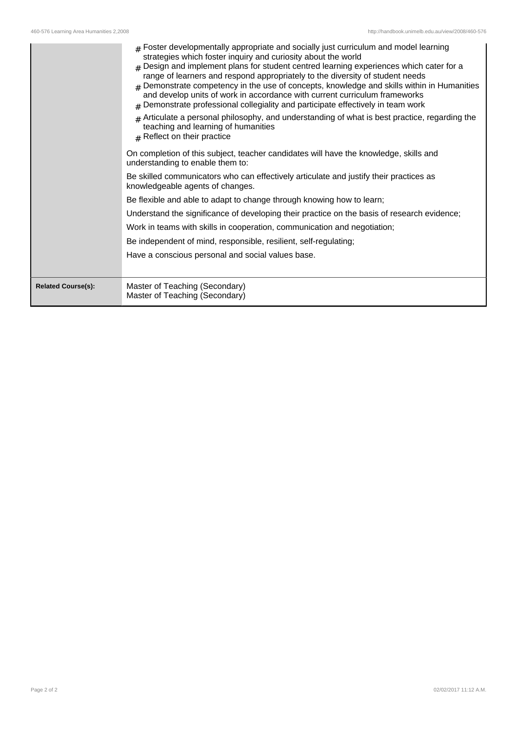| | |
|---|---|
| | # Foster developmentally appropriate and socially just curriculum and model learning strategies which foster inquiry and curiosity about the world<br># Design and implement plans for student centred learning experiences which cater for a range of learners and respond appropriately to the diversity of student needs<br># Demonstrate competency in the use of concepts, knowledge and skills within in Humanities and develop units of work in accordance with current curriculum frameworks<br># Demonstrate professional collegiality and participate effectively in team work<br># Articulate a personal philosophy, and understanding of what is best practice, regarding the teaching and learning of humanities<br># Reflect on their practice<br><br>On completion of this subject, teacher candidates will have the knowledge, skills and understanding to enable them to:<br><br>Be skilled communicators who can effectively articulate and justify their practices as knowledgeable agents of changes.<br><br>Be flexible and able to adapt to change through knowing how to learn;<br><br>Understand the significance of developing their practice on the basis of research evidence;<br><br>Work in teams with skills in cooperation, communication and negotiation;<br><br>Be independent of mind, responsible, resilient, self-regulating;<br><br>Have a conscious personal and social values base. |
| **Related Course(s):** | Master of Teaching (Secondary)<br>Master of Teaching (Secondary) |